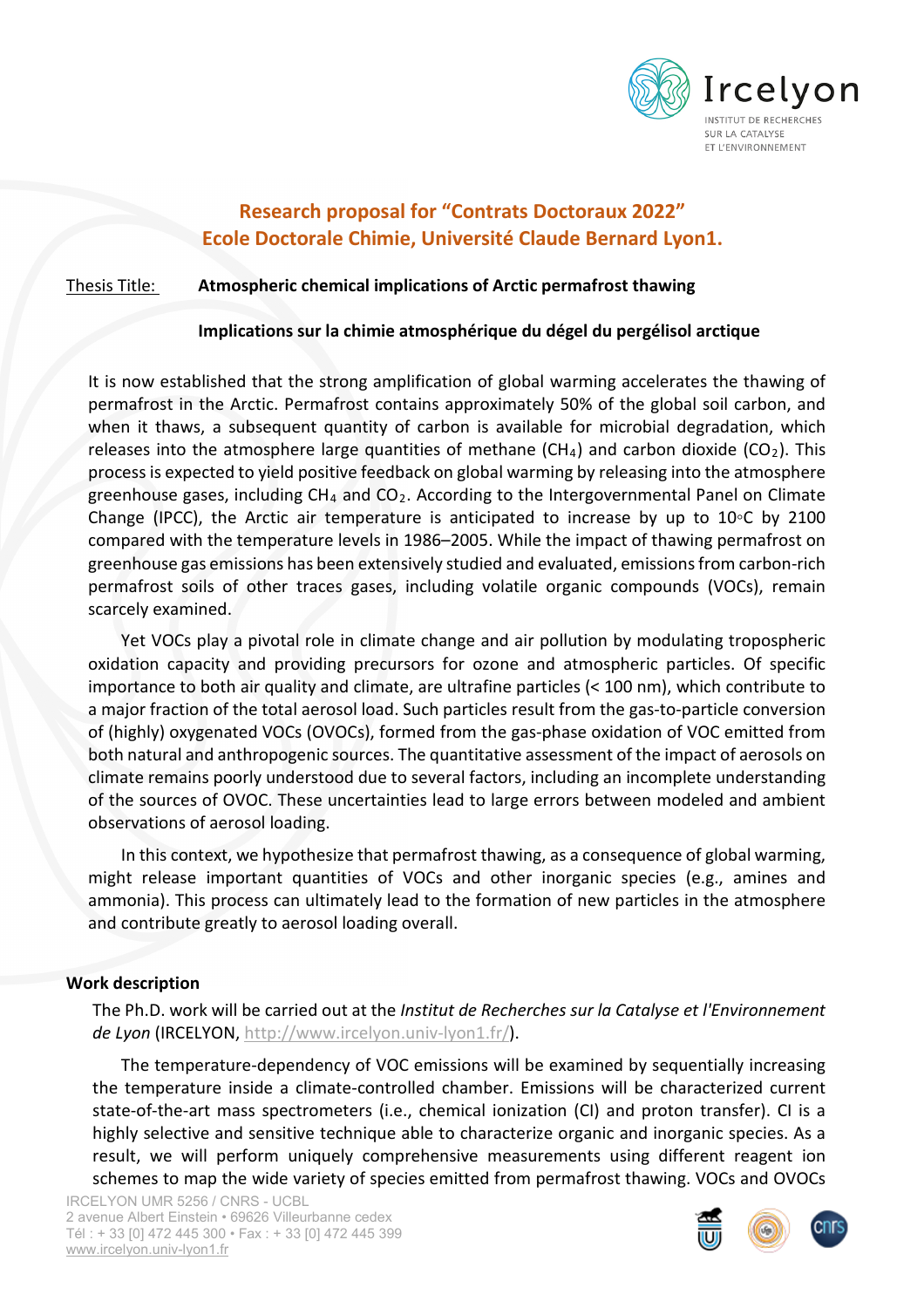Ircelyon
INSTITUT DE RECHERCHES SUR LA CATALYSE ET L'ENVIRONNEMENT

## Research proposal for "Contrats Doctoraux 2022"
## Ecole Doctorale Chimie, Université Claude Bernard Lyon1.

Thesis Title: **Atmospheric chemical implications of Arctic permafrost thawing**

**Implications sur la chimie atmosphérique du dégel du pergélisol arctique**

It is now established that the strong amplification of global warming accelerates the thawing of permafrost in the Arctic. Permafrost contains approximately 50% of the global soil carbon, and when it thaws, a subsequent quantity of carbon is available for microbial degradation, which releases into the atmosphere large quantities of methane ($CH_4$) and carbon dioxide ($CO_2$). This process is expected to yield positive feedback on global warming by releasing into the atmosphere greenhouse gases, including $CH_4$ and $CO_2$. According to the Intergovernmental Panel on Climate Change (IPCC), the Arctic air temperature is anticipated to increase by up to 10◦C by 2100 compared with the temperature levels in 1986–2005. While the impact of thawing permafrost on greenhouse gas emissions has been extensively studied and evaluated, emissions from carbon-rich permafrost soils of other traces gases, including volatile organic compounds (VOCs), remain scarcely examined.

Yet VOCs play a pivotal role in climate change and air pollution by modulating tropospheric oxidation capacity and providing precursors for ozone and atmospheric particles. Of specific importance to both air quality and climate, are ultrafine particles (< 100 nm), which contribute to a major fraction of the total aerosol load. Such particles result from the gas-to-particle conversion of (highly) oxygenated VOCs (OVOCs), formed from the gas-phase oxidation of VOC emitted from both natural and anthropogenic sources. The quantitative assessment of the impact of aerosols on climate remains poorly understood due to several factors, including an incomplete understanding of the sources of OVOC. These uncertainties lead to large errors between modeled and ambient observations of aerosol loading.

In this context, we hypothesize that permafrost thawing, as a consequence of global warming, might release important quantities of VOCs and other inorganic species (e.g., amines and ammonia). This process can ultimately lead to the formation of new particles in the atmosphere and contribute greatly to aerosol loading overall.

**Work description**

The Ph.D. work will be carried out at the *Institut de Recherches sur la Catalyse et l'Environnement de Lyon* (IRCELYON, http://www.ircelyon.univ-lyon1.fr/).

The temperature-dependency of VOC emissions will be examined by sequentially increasing the temperature inside a climate-controlled chamber. Emissions will be characterized current state-of-the-art mass spectrometers (i.e., chemical ionization (CI) and proton transfer). CI is a highly selective and sensitive technique able to characterize organic and inorganic species. As a result, we will perform uniquely comprehensive measurements using different reagent ion schemes to map the wide variety of species emitted from permafrost thawing. VOCs and OVOCs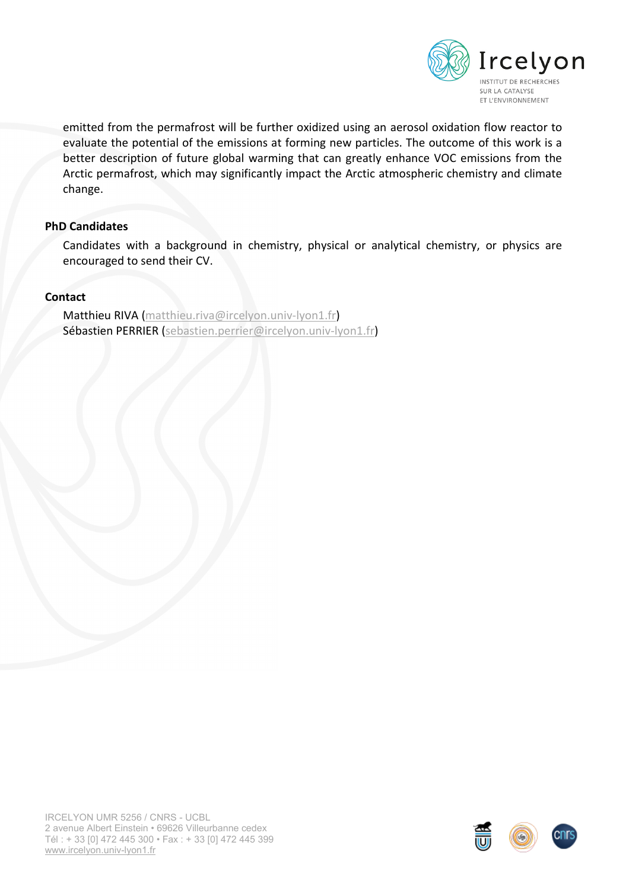emitted from the permafrost will be further oxidized using an aerosol oxidation flow reactor to evaluate the potential of the emissions at forming new particles. The outcome of this work is a better description of future global warming that can greatly enhance VOC emissions from the Arctic permafrost, which may significantly impact the Arctic atmospheric chemistry and climate change.

**PhD Candidates**

Candidates with a background in chemistry, physical or analytical chemistry, or physics are encouraged to send their CV.

**Contact**

Matthieu RIVA (matthieu.riva@ircelyon.univ-lyon1.fr)
Sébastien PERRIER (sebastien.perrier@ircelyon.univ-lyon1.fr)